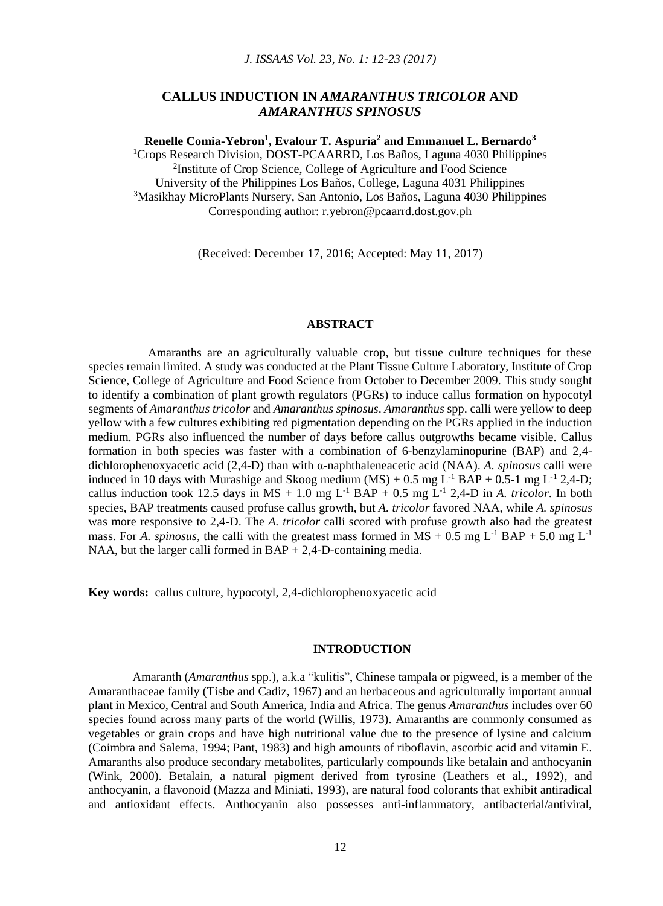# CALLUS INDUCTION IN *AMARANTHUS TRICOLOR* AND *AMARANTHUS SPINOSUS*

**Renelle Comia-Yebron[1], Evalour T. Aspuria[2] and Emmanuel L. Bernardo[3]**

[1]Crops Research Division, DOST-PCAARRD, Los Baños, Laguna 4030 Philippines
[2]Institute of Crop Science, College of Agriculture and Food Science
University of the Philippines Los Baños, College, Laguna 4031 Philippines
[3]Masikhay MicroPlants Nursery, San Antonio, Los Baños, Laguna 4030 Philippines
Corresponding author: r.yebron@pcaarrd.dost.gov.ph

(Received: December 17, 2016; Accepted: May 11, 2017)

## ABSTRACT

Amaranths are an agriculturally valuable crop, but tissue culture techniques for these species remain limited. A study was conducted at the Plant Tissue Culture Laboratory, Institute of Crop Science, College of Agriculture and Food Science from October to December 2009. This study sought to identify a combination of plant growth regulators (PGRs) to induce callus formation on hypocotyl segments of *Amaranthus tricolor* and *Amaranthus spinosus*. *Amaranthus* spp. calli were yellow to deep yellow with a few cultures exhibiting red pigmentation depending on the PGRs applied in the induction medium. PGRs also influenced the number of days before callus outgrowths became visible. Callus formation in both species was faster with a combination of 6-benzylaminopurine (BAP) and 2,4-dichlorophenoxyacetic acid (2,4-D) than with α-naphthaleneacetic acid (NAA). *A. spinosus* calli were induced in 10 days with Murashige and Skoog medium (MS) + 0.5 mg $L^{-1}$ BAP + 0.5-1 mg $L^{-1}$ 2,4-D; callus induction took 12.5 days in MS + 1.0 mg $L^{-1}$ BAP + 0.5 mg $L^{-1}$ 2,4-D in *A. tricolor.* In both species, BAP treatments caused profuse callus growth, but *A. tricolor* favored NAA, while *A. spinosus* was more responsive to 2,4-D. The *A. tricolor* calli scored with profuse growth also had the greatest mass. For *A. spinosus*, the calli with the greatest mass formed in MS + 0.5 mg $L^{-1}$ BAP + 5.0 mg $L^{-1}$ NAA, but the larger calli formed in BAP + 2,4-D-containing media.

**Key words:** callus culture, hypocotyl, 2,4-dichlorophenoxyacetic acid

## INTRODUCTION

Amaranth (*Amaranthus* spp.), a.k.a "kulitis", Chinese tampala or pigweed, is a member of the Amaranthaceae family (Tisbe and Cadiz, 1967) and an herbaceous and agriculturally important annual plant in Mexico, Central and South America, India and Africa. The genus *Amaranthus* includes over 60 species found across many parts of the world (Willis, 1973). Amaranths are commonly consumed as vegetables or grain crops and have high nutritional value due to the presence of lysine and calcium (Coimbra and Salema, 1994; Pant, 1983) and high amounts of riboflavin, ascorbic acid and vitamin E. Amaranths also produce secondary metabolites, particularly compounds like betalain and anthocyanin (Wink, 2000). Betalain, a natural pigment derived from tyrosine (Leathers et al., 1992), and anthocyanin, a flavonoid (Mazza and Miniati, 1993), are natural food colorants that exhibit antiradical and antioxidant effects. Anthocyanin also possesses anti-inflammatory, antibacterial/antiviral,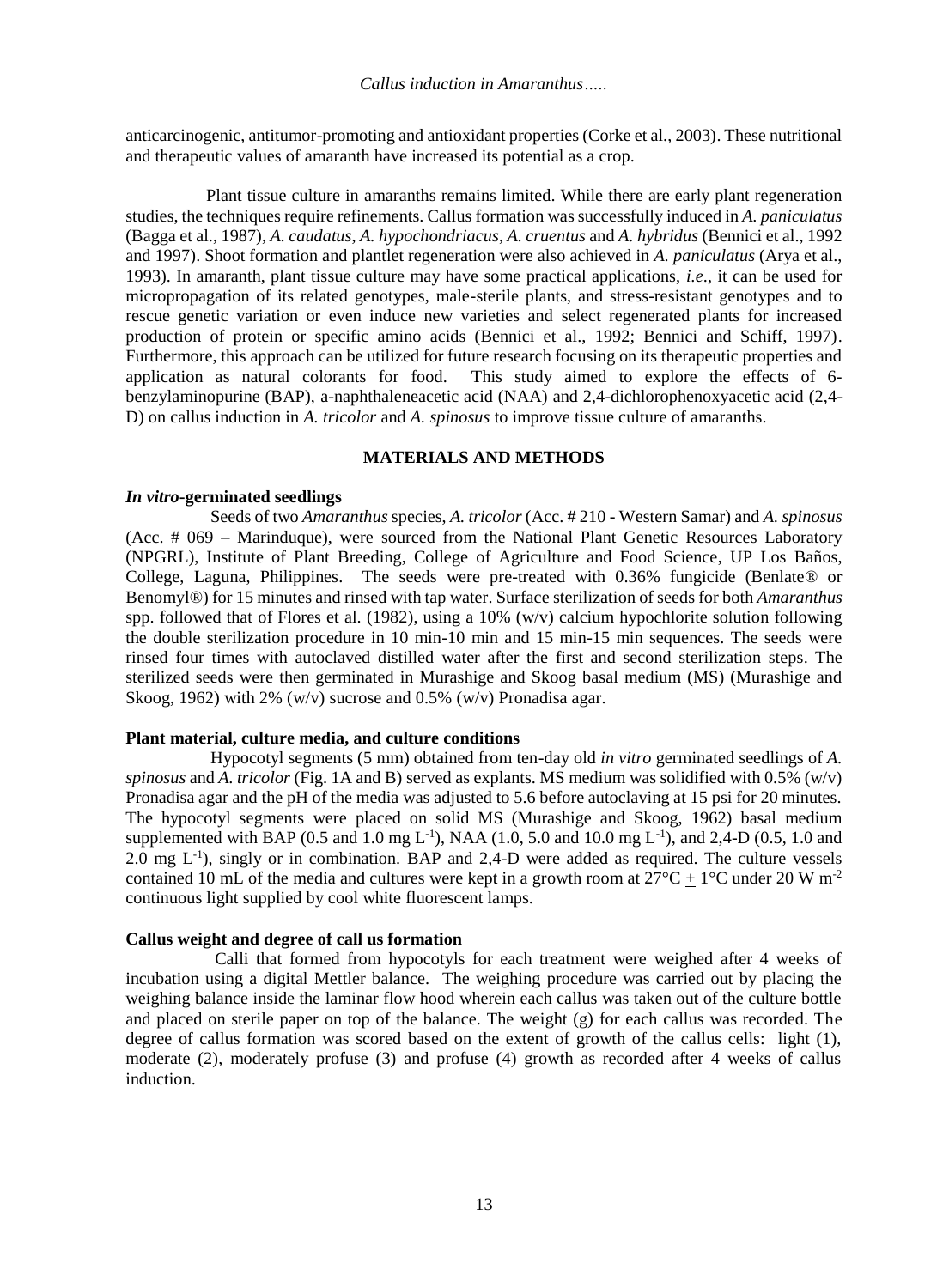anticarcinogenic, antitumor-promoting and antioxidant properties (Corke et al., 2003). These nutritional and therapeutic values of amaranth have increased its potential as a crop.

Plant tissue culture in amaranths remains limited. While there are early plant regeneration studies, the techniques require refinements. Callus formation was successfully induced in *A. paniculatus* (Bagga et al., 1987), *A. caudatus*, *A. hypochondriacus*, *A. cruentus* and *A. hybridus* (Bennici et al., 1992 and 1997). Shoot formation and plantlet regeneration were also achieved in *A. paniculatus* (Arya et al., 1993). In amaranth, plant tissue culture may have some practical applications, *i.e*., it can be used for micropropagation of its related genotypes, male-sterile plants, and stress-resistant genotypes and to rescue genetic variation or even induce new varieties and select regenerated plants for increased production of protein or specific amino acids (Bennici et al., 1992; Bennici and Schiff, 1997). Furthermore, this approach can be utilized for future research focusing on its therapeutic properties and application as natural colorants for food. This study aimed to explore the effects of 6-benzylaminopurine (BAP), a-naphthaleneacetic acid (NAA) and 2,4-dichlorophenoxyacetic acid (2,4-D) on callus induction in *A. tricolor* and *A. spinosus* to improve tissue culture of amaranths.

## MATERIALS AND METHODS

### *In vitro*-germinated seedlings

Seeds of two *Amaranthus* species, *A. tricolor* (Acc. # 210 - Western Samar) and *A. spinosus* (Acc. # 069 – Marinduque), were sourced from the National Plant Genetic Resources Laboratory (NPGRL), Institute of Plant Breeding, College of Agriculture and Food Science, UP Los Baños, College, Laguna, Philippines. The seeds were pre-treated with 0.36% fungicide (Benlate® or Benomyl®) for 15 minutes and rinsed with tap water. Surface sterilization of seeds for both *Amaranthus* spp. followed that of Flores et al. (1982), using a 10% (w/v) calcium hypochlorite solution following the double sterilization procedure in 10 min-10 min and 15 min-15 min sequences. The seeds were rinsed four times with autoclaved distilled water after the first and second sterilization steps. The sterilized seeds were then germinated in Murashige and Skoog basal medium (MS) (Murashige and Skoog, 1962) with 2% (w/v) sucrose and 0.5% (w/v) Pronadisa agar.

### Plant material, culture media, and culture conditions

Hypocotyl segments (5 mm) obtained from ten-day old *in vitro* germinated seedlings of *A. spinosus* and *A. tricolor* (Fig. 1A and B) served as explants. MS medium was solidified with 0.5% (w/v) Pronadisa agar and the pH of the media was adjusted to 5.6 before autoclaving at 15 psi for 20 minutes. The hypocotyl segments were placed on solid MS (Murashige and Skoog, 1962) basal medium supplemented with BAP (0.5 and 1.0 mg $L^{-1}$), NAA (1.0, 5.0 and 10.0 mg $L^{-1}$), and 2,4-D (0.5, 1.0 and 2.0 mg $L^{-1}$), singly or in combination. BAP and 2,4-D were added as required. The culture vessels contained 10 mL of the media and cultures were kept in a growth room at 27°C $\pm$ 1°C under 20 W $m^{-2}$ continuous light supplied by cool white fluorescent lamps.

### Callus weight and degree of call us formation

Calli that formed from hypocotyls for each treatment were weighed after 4 weeks of incubation using a digital Mettler balance. The weighing procedure was carried out by placing the weighing balance inside the laminar flow hood wherein each callus was taken out of the culture bottle and placed on sterile paper on top of the balance. The weight (g) for each callus was recorded. The degree of callus formation was scored based on the extent of growth of the callus cells: light (1), moderate (2), moderately profuse (3) and profuse (4) growth as recorded after 4 weeks of callus induction.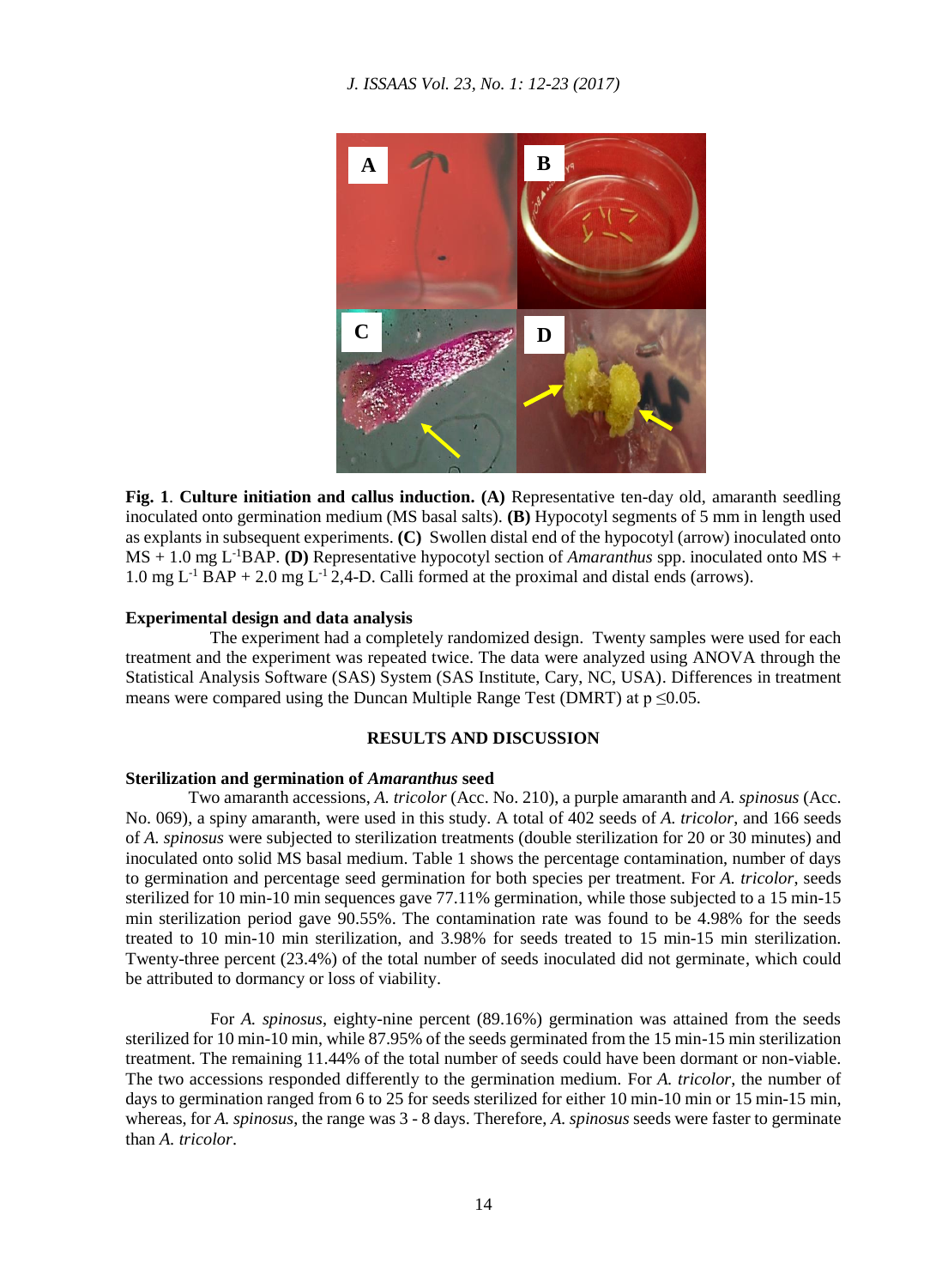**Fig. 1**. **Culture initiation and callus induction. (A)** Representative ten-day old, amaranth seedling inoculated onto germination medium (MS basal salts). **(B)** Hypocotyl segments of 5 mm in length used as explants in subsequent experiments. **(C)** Swollen distal end of the hypocotyl (arrow) inoculated onto MS + 1.0 mg $L^{-1}$BAP. **(D)** Representative hypocotyl section of *Amaranthus* spp. inoculated onto MS + 1.0 mg $L^{-1}$ BAP + 2.0 mg $L^{-1}$ 2,4-D. Calli formed at the proximal and distal ends (arrows).

### Experimental design and data analysis

The experiment had a completely randomized design. Twenty samples were used for each treatment and the experiment was repeated twice. The data were analyzed using ANOVA through the Statistical Analysis Software (SAS) System (SAS Institute, Cary, NC, USA). Differences in treatment means were compared using the Duncan Multiple Range Test (DMRT) at $p \leq 0.05$.

## RESULTS AND DISCUSSION

### Sterilization and germination of *Amaranthus* seed

Two amaranth accessions, *A. tricolor* (Acc. No. 210), a purple amaranth and *A. spinosus* (Acc. No. 069), a spiny amaranth, were used in this study. A total of 402 seeds of *A. tricolor*, and 166 seeds of *A. spinosus* were subjected to sterilization treatments (double sterilization for 20 or 30 minutes) and inoculated onto solid MS basal medium. Table 1 shows the percentage contamination, number of days to germination and percentage seed germination for both species per treatment. For *A. tricolor*, seeds sterilized for 10 min-10 min sequences gave 77.11% germination, while those subjected to a 15 min-15 min sterilization period gave 90.55%. The contamination rate was found to be 4.98% for the seeds treated to 10 min-10 min sterilization, and 3.98% for seeds treated to 15 min-15 min sterilization. Twenty-three percent (23.4%) of the total number of seeds inoculated did not germinate, which could be attributed to dormancy or loss of viability.

For *A. spinosus*, eighty-nine percent (89.16%) germination was attained from the seeds sterilized for 10 min-10 min, while 87.95% of the seeds germinated from the 15 min-15 min sterilization treatment. The remaining 11.44% of the total number of seeds could have been dormant or non-viable. The two accessions responded differently to the germination medium. For *A. tricolor*, the number of days to germination ranged from 6 to 25 for seeds sterilized for either 10 min-10 min or 15 min-15 min, whereas, for *A. spinosus*, the range was 3 - 8 days. Therefore, *A. spinosus* seeds were faster to germinate than *A. tricolor*.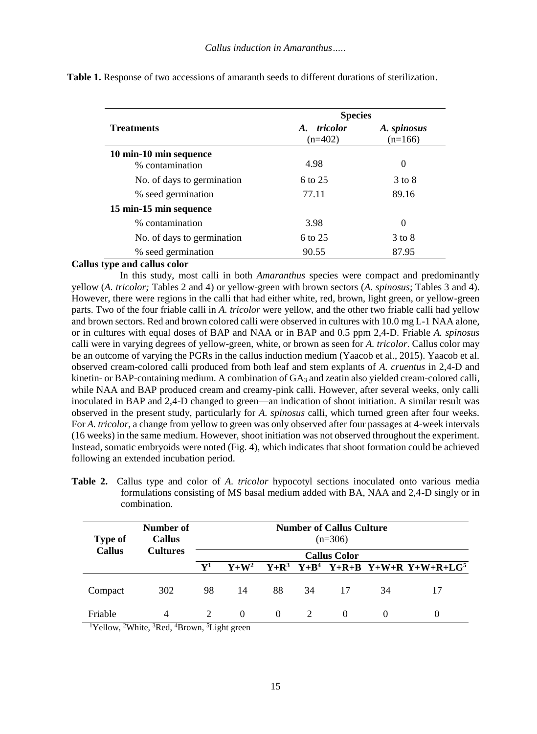**Table 1.** Response of two accessions of amaranth seeds to different durations of sterilization.

| Treatments | Species | |
|---|---|---|
| | *A. tricolor* (n=402) | *A. spinosus* (n=166) |
| **10 min-10 min sequence** | | |
| % contamination | 4.98 | 0 |
| No. of days to germination | 6 to 25 | 3 to 8 |
| % seed germination | 77.11 | 89.16 |
| **15 min-15 min sequence** | | |
| % contamination | 3.98 | 0 |
| No. of days to germination | 6 to 25 | 3 to 8 |
| % seed germination | 90.55 | 87.95 |

**Callus type and callus color**

In this study, most calli in both *Amaranthus* species were compact and predominantly yellow (*A. tricolor;* Tables 2 and 4) or yellow-green with brown sectors (*A. spinosus*; Tables 3 and 4). However, there were regions in the calli that had either white, red, brown, light green, or yellow-green parts. Two of the four friable calli in *A. tricolor* were yellow, and the other two friable calli had yellow and brown sectors. Red and brown colored calli were observed in cultures with 10.0 mg L-1 NAA alone, or in cultures with equal doses of BAP and NAA or in BAP and 0.5 ppm 2,4-D. Friable *A. spinosus* calli were in varying degrees of yellow-green, white, or brown as seen for *A. tricolor*. Callus color may be an outcome of varying the PGRs in the callus induction medium (Yaacob et al., 2015). Yaacob et al. observed cream-colored calli produced from both leaf and stem explants of *A. cruentus* in 2,4-D and kinetin- or BAP-containing medium. A combination of $GA_3$ and zeatin also yielded cream-colored calli, while NAA and BAP produced cream and creamy-pink calli. However, after several weeks, only calli inoculated in BAP and 2,4-D changed to green—an indication of shoot initiation. A similar result was observed in the present study, particularly for *A. spinosus* calli, which turned green after four weeks. For *A. tricolor*, a change from yellow to green was only observed after four passages at 4-week intervals (16 weeks) in the same medium. However, shoot initiation was not observed throughout the experiment. Instead, somatic embryoids were noted (Fig. 4), which indicates that shoot formation could be achieved following an extended incubation period.

**Table 2.** Callus type and color of *A. tricolor* hypocotyl sections inoculated onto various media formulations consisting of MS basal medium added with BA, NAA and 2,4-D singly or in combination.

| Type of Callus | Number of Callus Cultures | Number of Callus Culture (n=306) | | | | | | |
|---|---|---|---|---|---|---|---|---|
| | | Callus Color | | | | | | |
| | | Y[1] | Y+W[2] | Y+R[3] | Y+B[4] | Y+R+B | Y+W+R | Y+W+R+LG[5] |
| Compact | 302 | 98 | 14 | 88 | 34 | 17 | 34 | 17 |
| Friable | 4 | 2 | 0 | 0 | 2 | 0 | 0 | 0 |

[1]Yellow, [2]White, [3]Red, [4]Brown, [5]Light green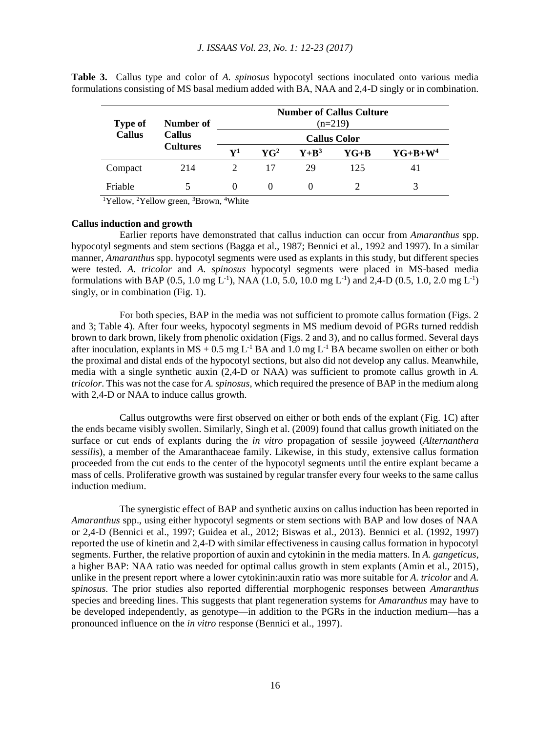**Table 3.** Callus type and color of *A. spinosus* hypocotyl sections inoculated onto various media formulations consisting of MS basal medium added with BA, NAA and 2,4-D singly or in combination.

| Type of Callus | Number of Callus Cultures | Number of Callus Culture (n=219) | | | | |
|---|---|---|---|---|---|---|
| | | Callus Color | | | | |
| | | Y[1] | YG[2] | Y+B[3] | YG+B | YG+B+W[4] |
| Compact | 214 | 2 | 17 | 29 | 125 | 41 |
| Friable | 5 | 0 | 0 | 0 | 2 | 3 |

[1]Yellow, [2]Yellow green, [3]Brown, [4]White

**Callus induction and growth**

Earlier reports have demonstrated that callus induction can occur from *Amaranthus* spp. hypocotyl segments and stem sections (Bagga et al., 1987; Bennici et al., 1992 and 1997). In a similar manner, *Amaranthus* spp. hypocotyl segments were used as explants in this study, but different species were tested. *A. tricolor* and *A. spinosus* hypocotyl segments were placed in MS-based media formulations with BAP (0.5, 1.0 mg $L^{-1}$), NAA (1.0, 5.0, 10.0 mg $L^{-1}$) and 2,4-D (0.5, 1.0, 2.0 mg $L^{-1}$) singly, or in combination (Fig. 1).

For both species, BAP in the media was not sufficient to promote callus formation (Figs. 2 and 3; Table 4). After four weeks, hypocotyl segments in MS medium devoid of PGRs turned reddish brown to dark brown, likely from phenolic oxidation (Figs. 2 and 3), and no callus formed. Several days after inoculation, explants in MS + 0.5 mg $L^{-1}$ BA and 1.0 mg $L^{-1}$ BA became swollen on either or both the proximal and distal ends of the hypocotyl sections, but also did not develop any callus. Meanwhile, media with a single synthetic auxin (2,4-D or NAA) was sufficient to promote callus growth in *A. tricolor*. This was not the case for *A. spinosus*, which required the presence of BAP in the medium along with 2,4-D or NAA to induce callus growth.

Callus outgrowths were first observed on either or both ends of the explant (Fig. 1C) after the ends became visibly swollen. Similarly, Singh et al. (2009) found that callus growth initiated on the surface or cut ends of explants during the *in vitro* propagation of sessile joyweed (*Alternanthera sessilis*), a member of the Amaranthaceae family. Likewise, in this study, extensive callus formation proceeded from the cut ends to the center of the hypocotyl segments until the entire explant became a mass of cells. Proliferative growth was sustained by regular transfer every four weeks to the same callus induction medium.

The synergistic effect of BAP and synthetic auxins on callus induction has been reported in *Amaranthus* spp., using either hypocotyl segments or stem sections with BAP and low doses of NAA or 2,4-D (Bennici et al., 1997; Guidea et al., 2012; Biswas et al., 2013). Bennici et al. (1992, 1997) reported the use of kinetin and 2,4-D with similar effectiveness in causing callus formation in hypocotyl segments. Further, the relative proportion of auxin and cytokinin in the media matters. In *A. gangeticus*, a higher BAP: NAA ratio was needed for optimal callus growth in stem explants (Amin et al., 2015), unlike in the present report where a lower cytokinin:auxin ratio was more suitable for *A. tricolor* and *A. spinosus*. The prior studies also reported differential morphogenic responses between *Amaranthus* species and breeding lines. This suggests that plant regeneration systems for *Amaranthus* may have to be developed independently, as genotype—in addition to the PGRs in the induction medium—has a pronounced influence on the *in vitro* response (Bennici et al., 1997).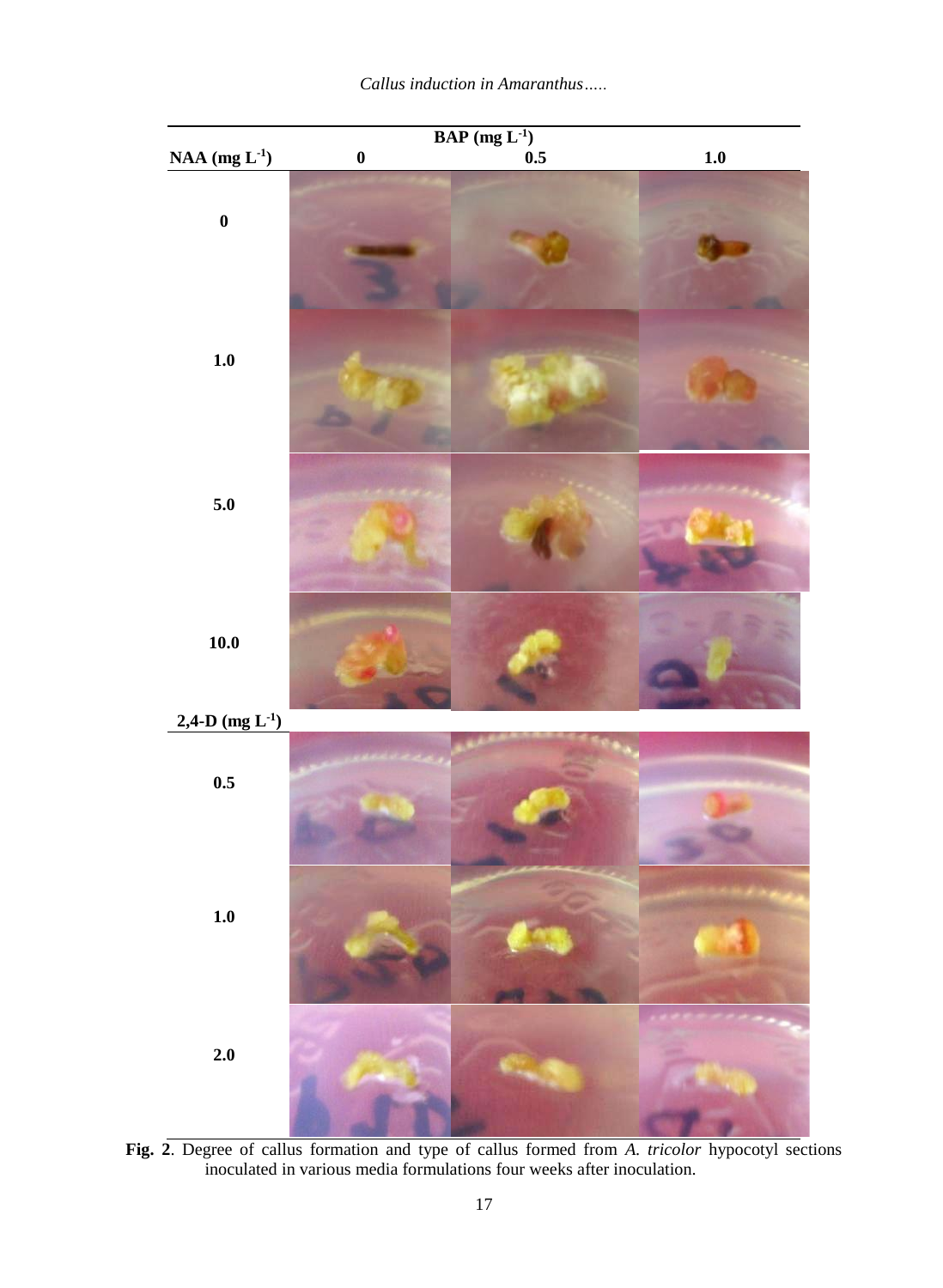| NAA ($mg\ L^{-1}$) | BAP ($mg\ L^{-1}$) 0 | 0.5 | 1.0 |
|---|---|---|---|
| 0 | | | |
| 1.0 | | | |
| 5.0 | | | |
| 10.0 | | | |
| **2,4-D ($mg\ L^{-1}$)** | | | |
| 0.5 | | | |
| 1.0 | | | |
| 2.0 | | | |

**Fig. 2**. Degree of callus formation and type of callus formed from *A. tricolor* hypocotyl sections inoculated in various media formulations four weeks after inoculation.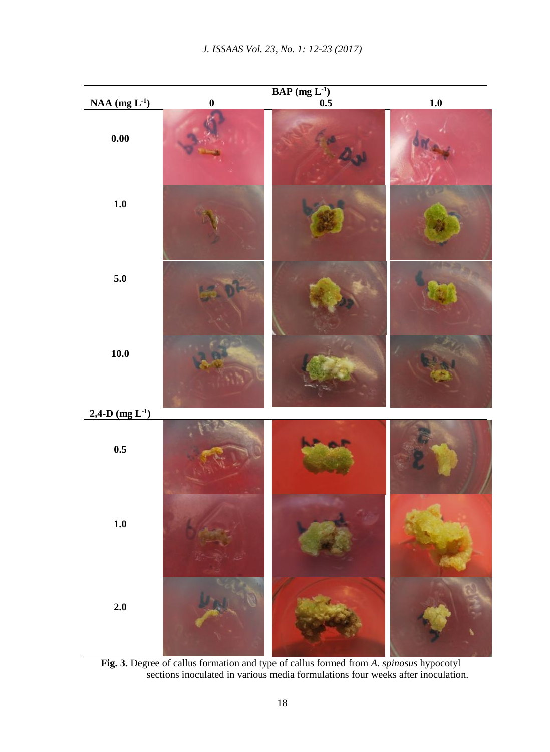| NAA (mg L$^{-1}$) | BAP (mg L$^{-1}$) 0 | 0.5 | 1.0 |
|---|---|---|---|
| 0.00 | | | |
| 1.0 | | | |
| 5.0 | | | |
| 10.0 | | | |
| **2,4-D (mg L$^{-1}$)** | | | |
| 0.5 | | | |
| 1.0 | | | |
| 2.0 | | | |

**Fig. 3.** Degree of callus formation and type of callus formed from *A. spinosus* hypocotyl sections inoculated in various media formulations four weeks after inoculation.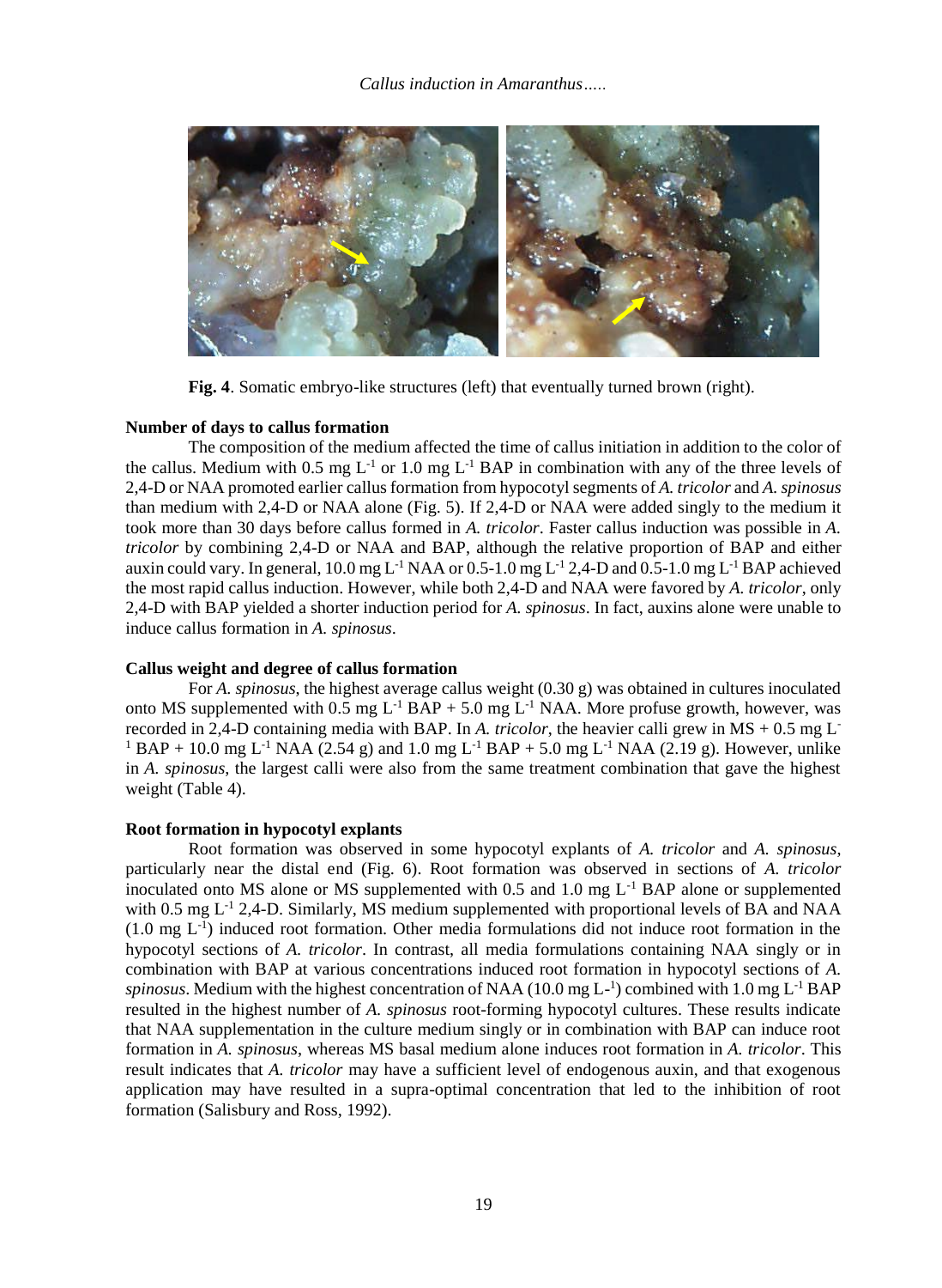**Fig. 4**. Somatic embryo-like structures (left) that eventually turned brown (right).

**Number of days to callus formation**

The composition of the medium affected the time of callus initiation in addition to the color of the callus. Medium with 0.5 mg $L^{-1}$ or 1.0 mg $L^{-1}$ BAP in combination with any of the three levels of 2,4-D or NAA promoted earlier callus formation from hypocotyl segments of *A. tricolor* and *A. spinosus* than medium with 2,4-D or NAA alone (Fig. 5). If 2,4-D or NAA were added singly to the medium it took more than 30 days before callus formed in *A. tricolor*. Faster callus induction was possible in *A. tricolor* by combining 2,4-D or NAA and BAP, although the relative proportion of BAP and either auxin could vary. In general, 10.0 mg $L^{-1}$ NAA or 0.5-1.0 mg $L^{-1}$ 2,4-D and 0.5-1.0 mg $L^{-1}$ BAP achieved the most rapid callus induction. However, while both 2,4-D and NAA were favored by *A. tricolor*, only 2,4-D with BAP yielded a shorter induction period for *A. spinosus*. In fact, auxins alone were unable to induce callus formation in *A. spinosus*.

**Callus weight and degree of callus formation**

For *A. spinosus*, the highest average callus weight (0.30 g) was obtained in cultures inoculated onto MS supplemented with 0.5 mg $L^{-1}$ BAP + 5.0 mg $L^{-1}$ NAA. More profuse growth, however, was recorded in 2,4-D containing media with BAP. In *A. tricolor*, the heavier calli grew in MS + 0.5 mg $L^{-1}$ BAP + 10.0 mg $L^{-1}$ NAA (2.54 g) and 1.0 mg $L^{-1}$ BAP + 5.0 mg $L^{-1}$ NAA (2.19 g). However, unlike in *A. spinosus*, the largest calli were also from the same treatment combination that gave the highest weight (Table 4).

**Root formation in hypocotyl explants**

Root formation was observed in some hypocotyl explants of *A. tricolor* and *A. spinosus*, particularly near the distal end (Fig. 6). Root formation was observed in sections of *A. tricolor* inoculated onto MS alone or MS supplemented with 0.5 and 1.0 mg $L^{-1}$ BAP alone or supplemented with 0.5 mg $L^{-1}$ 2,4-D. Similarly, MS medium supplemented with proportional levels of BA and NAA (1.0 mg $L^{-1}$) induced root formation. Other media formulations did not induce root formation in the hypocotyl sections of *A. tricolor*. In contrast, all media formulations containing NAA singly or in combination with BAP at various concentrations induced root formation in hypocotyl sections of *A. spinosus*. Medium with the highest concentration of NAA (10.0 mg $L^{-1}$) combined with 1.0 mg $L^{-1}$ BAP resulted in the highest number of *A. spinosus* root-forming hypocotyl cultures. These results indicate that NAA supplementation in the culture medium singly or in combination with BAP can induce root formation in *A. spinosus*, whereas MS basal medium alone induces root formation in *A. tricolor*. This result indicates that *A. tricolor* may have a sufficient level of endogenous auxin, and that exogenous application may have resulted in a supra-optimal concentration that led to the inhibition of root formation (Salisbury and Ross, 1992).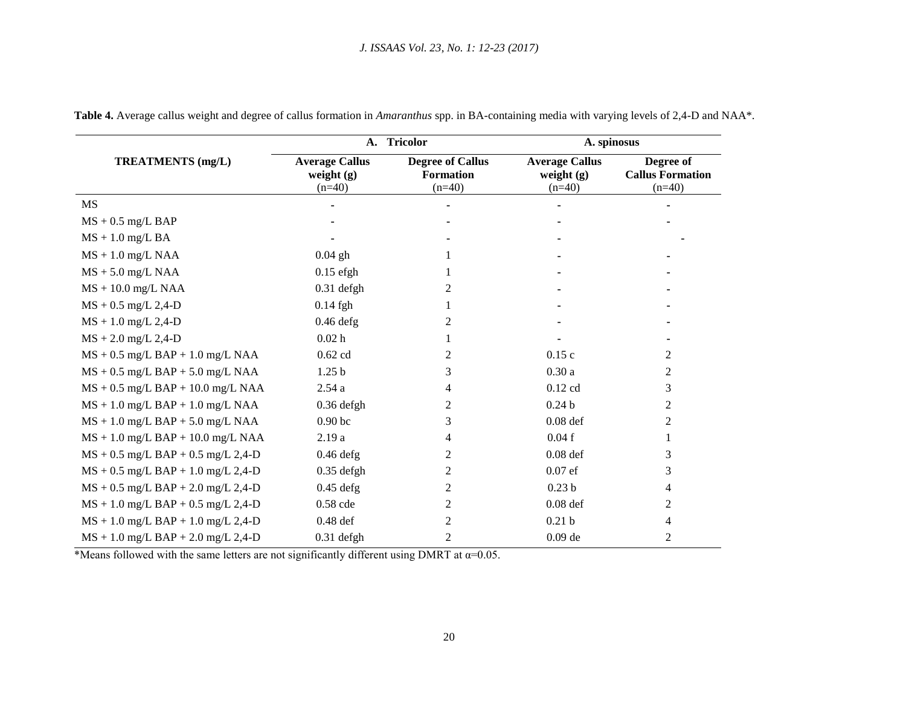**Table 4.** Average callus weight and degree of callus formation in *Amaranthus* spp. in BA-containing media with varying levels of 2,4-D and NAA*.

| TREATMENTS (mg/L) | A. Tricolor | | A. spinosus | |
|---|---|---|---|---|
| | **Average Callus weight (g)** (n=40) | **Degree of Callus Formation** (n=40) | **Average Callus weight (g)** (n=40) | **Degree of Callus Formation** (n=40) |
| MS | - | - | - | - |
| MS + 0.5 mg/L BAP | - | - | - | - |
| MS + 1.0 mg/L BA | - | - | - | - |
| MS + 1.0 mg/L NAA | 0.04 gh | 1 | - | - |
| MS + 5.0 mg/L NAA | 0.15 efgh | 1 | - | - |
| MS + 10.0 mg/L NAA | 0.31 defgh | 2 | - | - |
| MS + 0.5 mg/L 2,4-D | 0.14 fgh | 1 | - | - |
| MS + 1.0 mg/L 2,4-D | 0.46 defg | 2 | - | - |
| MS + 2.0 mg/L 2,4-D | 0.02 h | 1 | - | - |
| MS + 0.5 mg/L BAP + 1.0 mg/L NAA | 0.62 cd | 2 | 0.15 c | 2 |
| MS + 0.5 mg/L BAP + 5.0 mg/L NAA | 1.25 b | 3 | 0.30 a | 2 |
| MS + 0.5 mg/L BAP + 10.0 mg/L NAA | 2.54 a | 4 | 0.12 cd | 3 |
| MS + 1.0 mg/L BAP + 1.0 mg/L NAA | 0.36 defgh | 2 | 0.24 b | 2 |
| MS + 1.0 mg/L BAP + 5.0 mg/L NAA | 0.90 bc | 3 | 0.08 def | 2 |
| MS + 1.0 mg/L BAP + 10.0 mg/L NAA | 2.19 a | 4 | 0.04 f | 1 |
| MS + 0.5 mg/L BAP + 0.5 mg/L 2,4-D | 0.46 defg | 2 | 0.08 def | 3 |
| MS + 0.5 mg/L BAP + 1.0 mg/L 2,4-D | 0.35 defgh | 2 | 0.07 ef | 3 |
| MS + 0.5 mg/L BAP + 2.0 mg/L 2,4-D | 0.45 defg | 2 | 0.23 b | 4 |
| MS + 1.0 mg/L BAP + 0.5 mg/L 2,4-D | 0.58 cde | 2 | 0.08 def | 2 |
| MS + 1.0 mg/L BAP + 1.0 mg/L 2,4-D | 0.48 def | 2 | 0.21 b | 4 |
| MS + 1.0 mg/L BAP + 2.0 mg/L 2,4-D | 0.31 defgh | 2 | 0.09 de | 2 |

*Means followed with the same letters are not significantly different using DMRT at $\alpha$=0.05.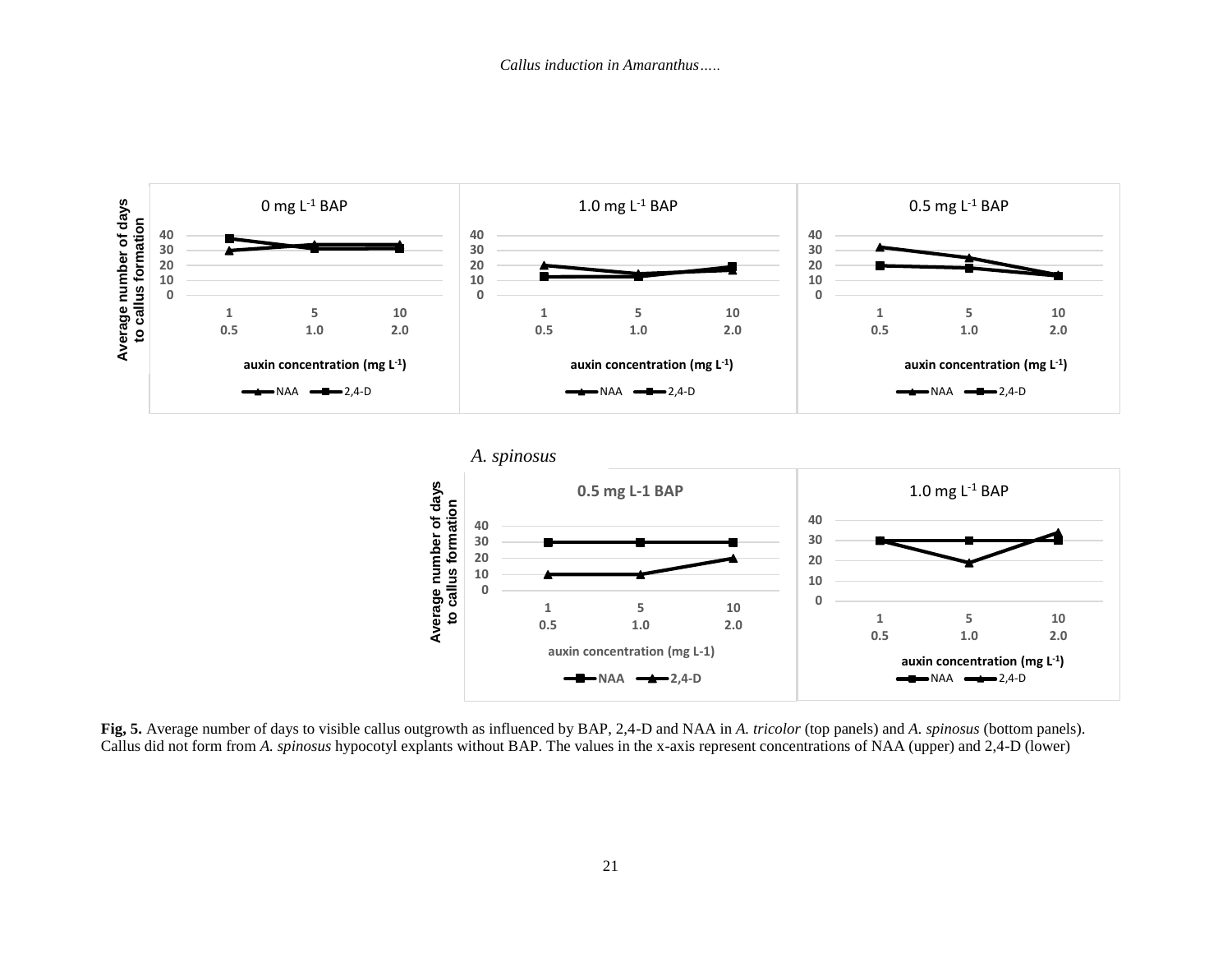*A. spinosus*

**Fig, 5.** Average number of days to visible callus outgrowth as influenced by BAP, 2,4-D and NAA in *A. tricolor* (top panels) and *A. spinosus* (bottom panels). Callus did not form from *A. spinosus* hypocotyl explants without BAP. The values in the x-axis represent concentrations of NAA (upper) and 2,4-D (lower)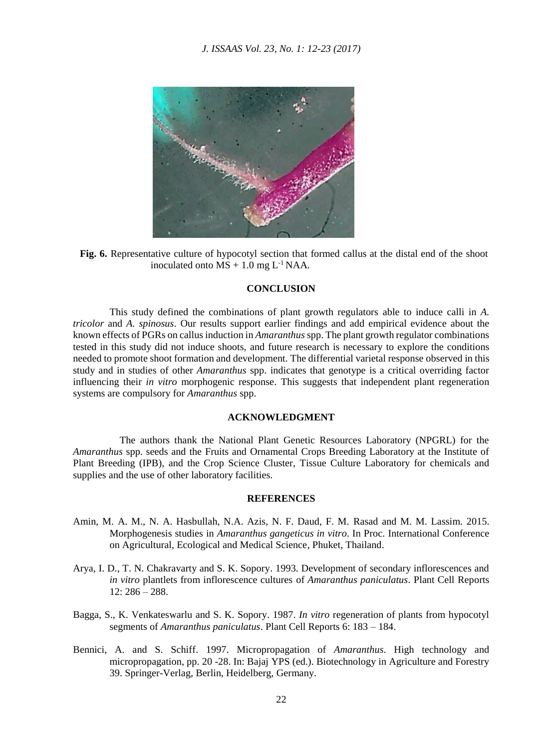**Fig. 6.** Representative culture of hypocotyl section that formed callus at the distal end of the shoot inoculated onto MS + 1.0 mg $L^{-1}$ NAA.

## CONCLUSION

This study defined the combinations of plant growth regulators able to induce calli in *A. tricolor* and *A. spinosus*. Our results support earlier findings and add empirical evidence about the known effects of PGRs on callus induction in *Amaranthus* spp. The plant growth regulator combinations tested in this study did not induce shoots, and future research is necessary to explore the conditions needed to promote shoot formation and development. The differential varietal response observed in this study and in studies of other *Amaranthus* spp. indicates that genotype is a critical overriding factor influencing their *in vitro* morphogenic response. This suggests that independent plant regeneration systems are compulsory for *Amaranthus* spp.

## ACKNOWLEDGMENT

The authors thank the National Plant Genetic Resources Laboratory (NPGRL) for the *Amaranthus* spp. seeds and the Fruits and Ornamental Crops Breeding Laboratory at the Institute of Plant Breeding (IPB), and the Crop Science Cluster, Tissue Culture Laboratory for chemicals and supplies and the use of other laboratory facilities.

## REFERENCES

Amin, M. A. M., N. A. Hasbullah, N.A. Azis, N. F. Daud, F. M. Rasad and M. M. Lassim. 2015. Morphogenesis studies in *Amaranthus gangeticus in vitro*. In Proc. International Conference on Agricultural, Ecological and Medical Science, Phuket, Thailand.

Arya, I. D., T. N. Chakravarty and S. K. Sopory. 1993. Development of secondary inflorescences and *in vitro* plantlets from inflorescence cultures of *Amaranthus paniculatus*. Plant Cell Reports 12: 286 – 288.

Bagga, S., K. Venkateswarlu and S. K. Sopory. 1987. *In vitro* regeneration of plants from hypocotyl segments of *Amaranthus paniculatus*. Plant Cell Reports 6: 183 – 184.

Bennici, A. and S. Schiff. 1997. Micropropagation of *Amaranthus*. High technology and micropropagation, pp. 20 -28. In: Bajaj YPS (ed.). Biotechnology in Agriculture and Forestry 39. Springer-Verlag, Berlin, Heidelberg, Germany.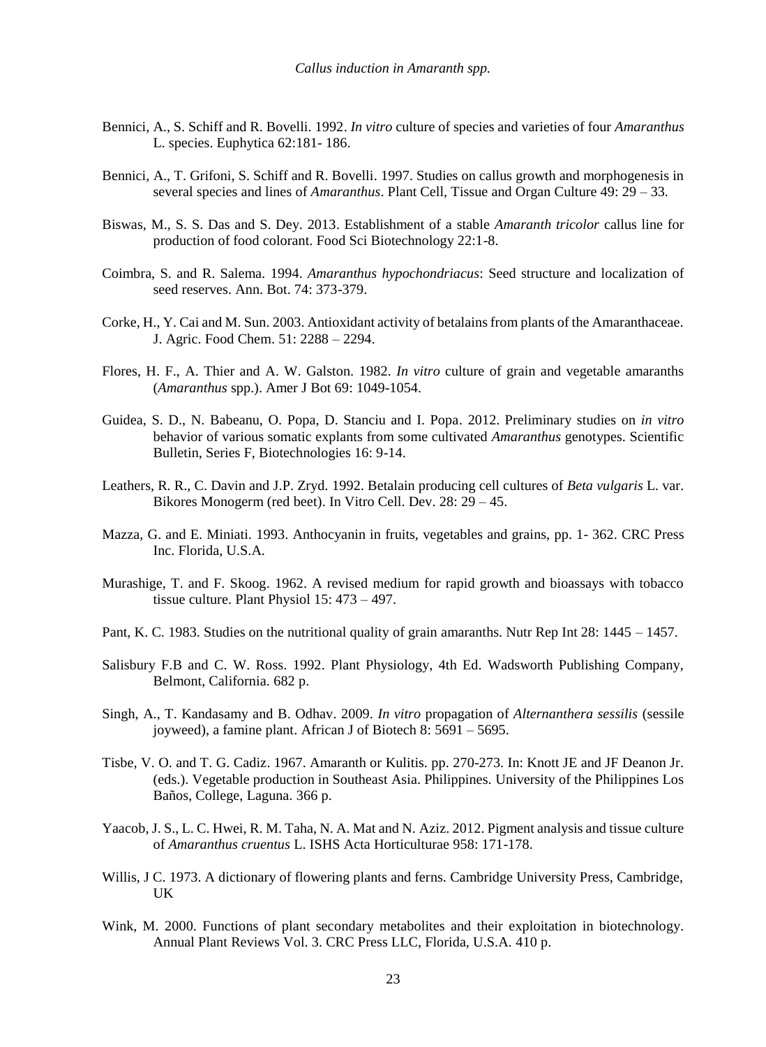Bennici, A., S. Schiff and R. Bovelli. 1992. *In vitro* culture of species and varieties of four *Amaranthus* L. species. Euphytica 62:181- 186.

Bennici, A., T. Grifoni, S. Schiff and R. Bovelli. 1997. Studies on callus growth and morphogenesis in several species and lines of *Amaranthus*. Plant Cell, Tissue and Organ Culture 49: 29 – 33.

Biswas, M., S. S. Das and S. Dey. 2013. Establishment of a stable *Amaranth tricolor* callus line for production of food colorant. Food Sci Biotechnology 22:1-8.

Coimbra, S. and R. Salema. 1994. *Amaranthus hypochondriacus*: Seed structure and localization of seed reserves. Ann. Bot. 74: 373-379.

Corke, H., Y. Cai and M. Sun. 2003. Antioxidant activity of betalains from plants of the Amaranthaceae. J. Agric. Food Chem. 51: 2288 – 2294.

Flores, H. F., A. Thier and A. W. Galston. 1982. *In vitro* culture of grain and vegetable amaranths (*Amaranthus* spp.). Amer J Bot 69: 1049-1054.

Guidea, S. D., N. Babeanu, O. Popa, D. Stanciu and I. Popa. 2012. Preliminary studies on *in vitro* behavior of various somatic explants from some cultivated *Amaranthus* genotypes. Scientific Bulletin, Series F, Biotechnologies 16: 9-14.

Leathers, R. R., C. Davin and J.P. Zryd. 1992. Betalain producing cell cultures of *Beta vulgaris* L. var. Bikores Monogerm (red beet). In Vitro Cell. Dev. 28: 29 – 45.

Mazza, G. and E. Miniati. 1993. Anthocyanin in fruits, vegetables and grains, pp. 1- 362. CRC Press Inc. Florida, U.S.A.

Murashige, T. and F. Skoog. 1962. A revised medium for rapid growth and bioassays with tobacco tissue culture. Plant Physiol 15: 473 – 497.

Pant, K. C. 1983. Studies on the nutritional quality of grain amaranths. Nutr Rep Int 28: 1445 – 1457.

Salisbury F.B and C. W. Ross. 1992. Plant Physiology, 4th Ed. Wadsworth Publishing Company, Belmont, California. 682 p.

Singh, A., T. Kandasamy and B. Odhav. 2009. *In vitro* propagation of *Alternanthera sessilis* (sessile joyweed), a famine plant. African J of Biotech 8: 5691 – 5695.

Tisbe, V. O. and T. G. Cadiz. 1967. Amaranth or Kulitis. pp. 270-273. In: Knott JE and JF Deanon Jr. (eds.). Vegetable production in Southeast Asia. Philippines. University of the Philippines Los Baños, College, Laguna. 366 p.

Yaacob, J. S., L. C. Hwei, R. M. Taha, N. A. Mat and N. Aziz. 2012. Pigment analysis and tissue culture of *Amaranthus cruentus* L. ISHS Acta Horticulturae 958: 171-178.

Willis, J C. 1973. A dictionary of flowering plants and ferns. Cambridge University Press, Cambridge, UK

Wink, M. 2000. Functions of plant secondary metabolites and their exploitation in biotechnology. Annual Plant Reviews Vol. 3. CRC Press LLC, Florida, U.S.A. 410 p.